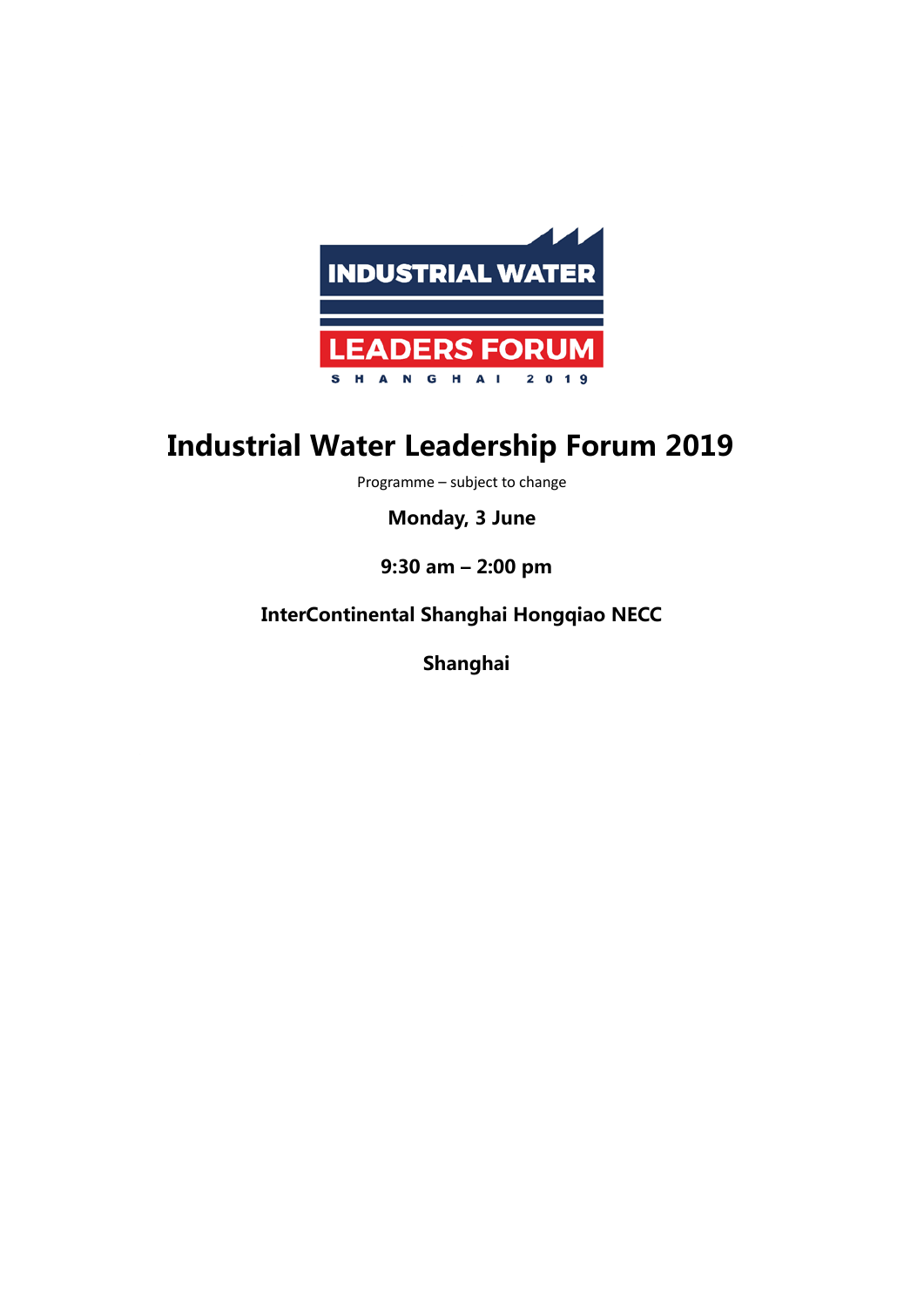# Industrial Water Leadership Forum 2019

Programme – subject to change

**Monday, 3 June**

**9:30 am – 2:00 pm**

**InterContinental Shanghai Hongqiao NECC**

**Shanghai**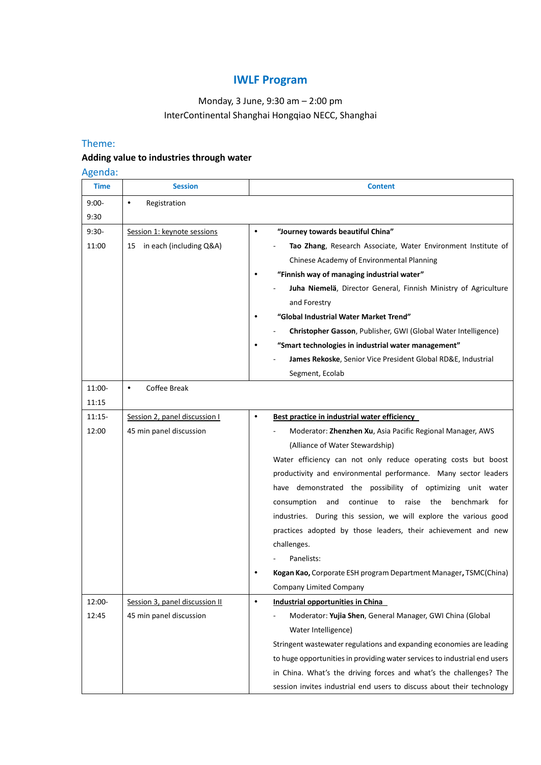# IWLF Program

Monday, 3 June, 9:30 am – 2:00 pm

InterContinental Shanghai Hongqiao NECC, Shanghai

## Theme:

**Adding value to industries through water**

## Agenda:

| Time | Session | Content |
|---|---|---|
| 9:00-9:30 | • Registration | |
| 9:30-11:00 | Session 1: keynote sessions<br>15 in each (including Q&A) | • **"Journey towards beautiful China"**<br>- **Tao Zhang**, Research Associate, Water Environment Institute of Chinese Academy of Environmental Planning<br>• **"Finnish way of managing industrial water"**<br>- **Juha Niemelä**, Director General, Finnish Ministry of Agriculture and Forestry<br>• **"Global Industrial Water Market Trend"**<br>- **Christopher Gasson**, Publisher, GWI (Global Water Intelligence)<br>• **"Smart technologies in industrial water management"**<br>- **James Rekoske**, Senior Vice President Global RD&E, Industrial Segment, Ecolab |
| 11:00-11:15 | • Coffee Break | |
| 11:15-12:00 | Session 2, panel discussion I<br>45 min panel discussion | • **Best practice in industrial water efficiency**<br>- Moderator: **Zhenzhen Xu**, Asia Pacific Regional Manager, AWS (Alliance of Water Stewardship)<br>Water efficiency can not only reduce operating costs but boost productivity and environmental performance. Many sector leaders have demonstrated the possibility of optimizing unit water consumption and continue to raise the benchmark for industries. During this session, we will explore the various good practices adopted by those leaders, their achievement and new challenges.<br>- Panelists:<br>• **Kogan Kao,** Corporate ESH program Department Manager**,** TSMC(China) Company Limited Company |
| 12:00-12:45 | Session 3, panel discussion II<br>45 min panel discussion | • **Industrial opportunities in China**<br>- Moderator: **Yujia Shen**, General Manager, GWI China (Global Water Intelligence)<br>Stringent wastewater regulations and expanding economies are leading to huge opportunities in providing water services to industrial end users in China. What's the driving forces and what's the challenges? The session invites industrial end users to discuss about their technology |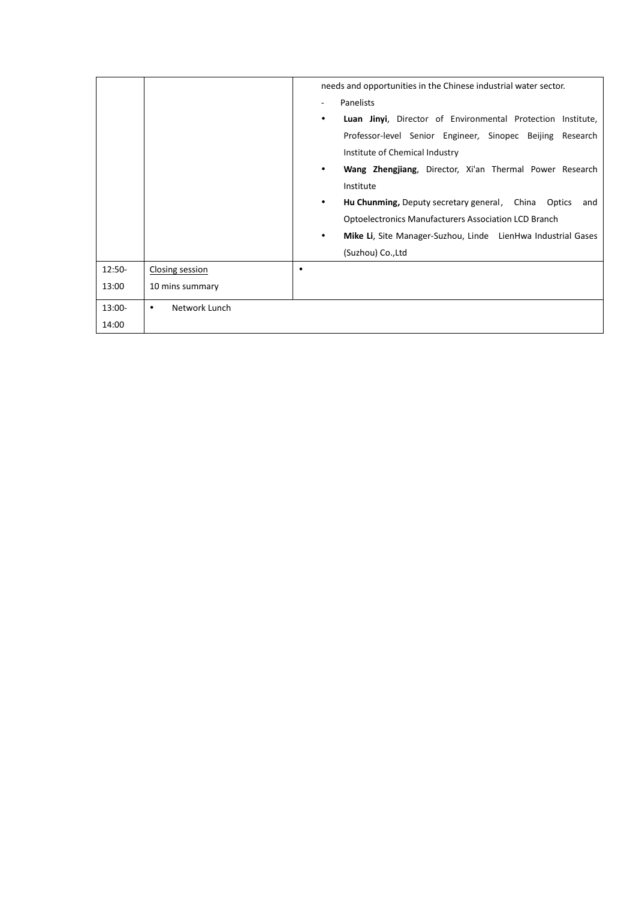| | | |
|---|---|---|
| | | needs and opportunities in the Chinese industrial water sector.<br>- Panelists<br>• **Luan Jinyi**, Director of Environmental Protection Institute, Professor-level Senior Engineer, Sinopec Beijing Research Institute of Chemical Industry<br>• **Wang Zhengjiang**, Director, Xi'an Thermal Power Research Institute<br>• **Hu Chunming,** Deputy secretary general， China Optics and Optoelectronics Manufacturers Association LCD Branch<br>• **Mike Li**, Site Manager-Suzhou, Linde LienHwa Industrial Gases (Suzhou) Co.,Ltd |
| 12:50-13:00 | Closing session<br>10 mins summary | • |
| 13:00-14:00 | • Network Lunch | |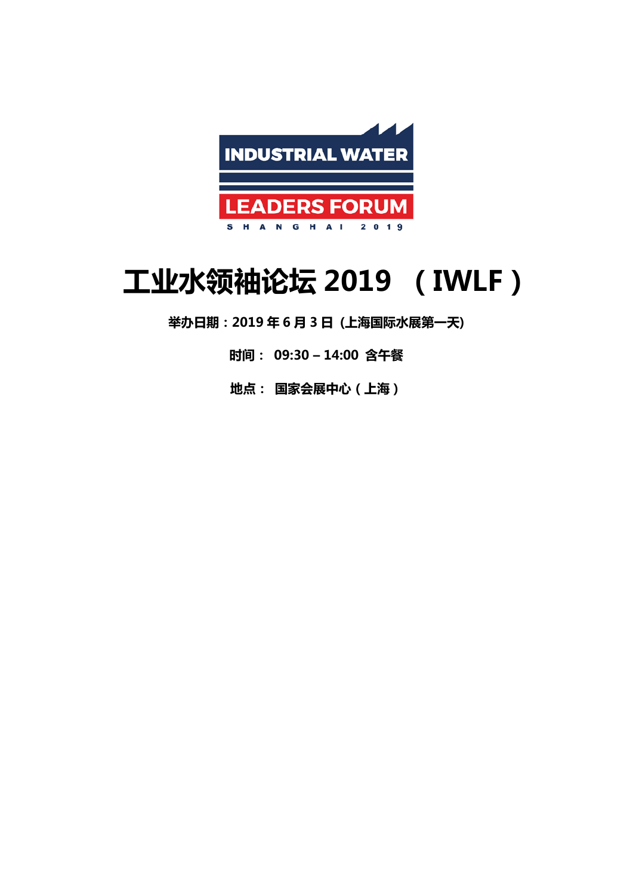INDUSTRIAL WATER

LEADERS FORUM

S H A N G H A I 2 0 1 9

# 工业水领袖论坛 2019 （IWLF）

**举办日期：2019 年 6 月 3 日 (上海国际水展第一天)**

**时间： 09:30 – 14:00 含午餐**

**地点： 国家会展中心（上海）**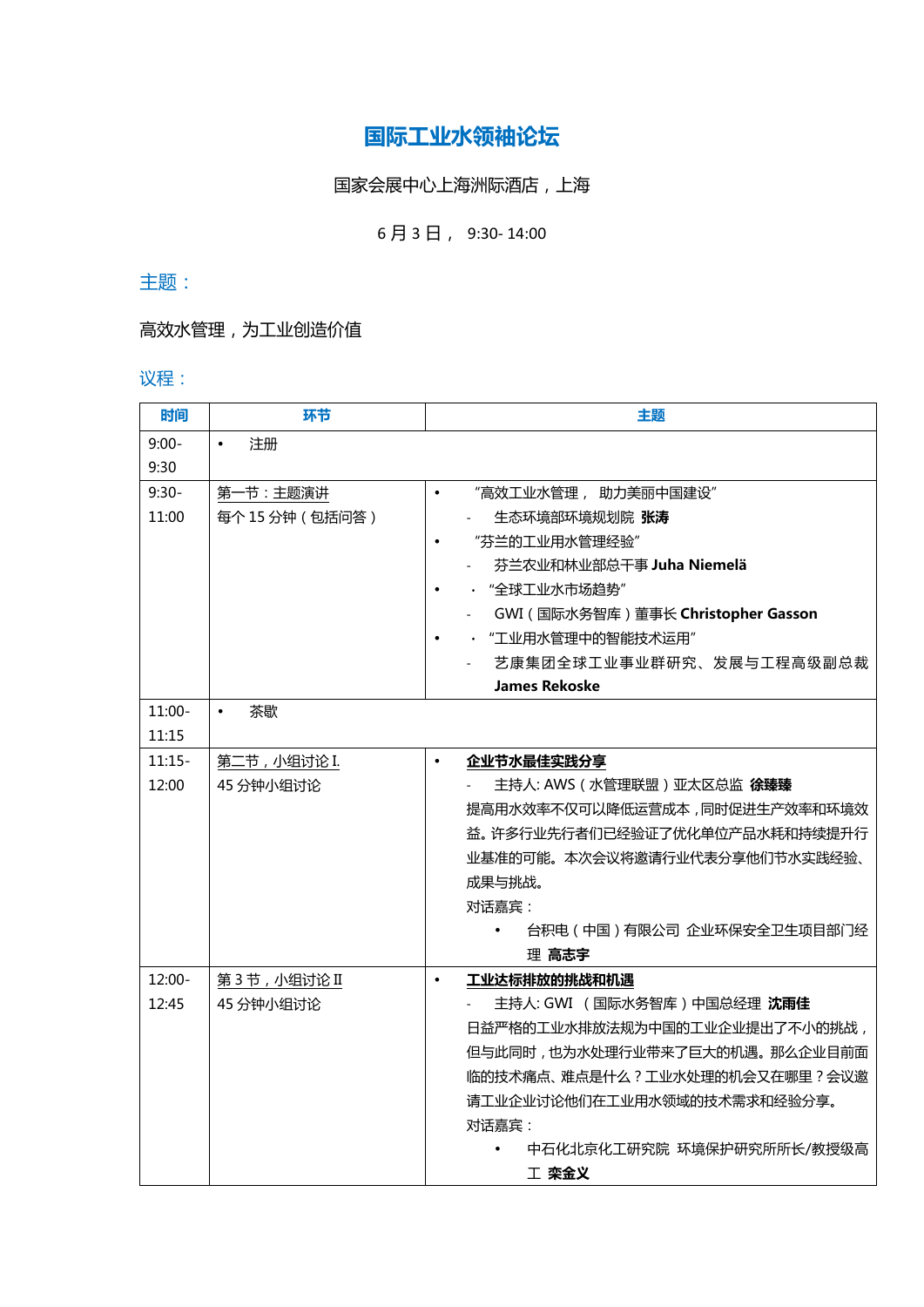# 国际工业水领袖论坛

国家会展中心上海洲际酒店，上海

6 月 3 日， 9:30- 14:00

## 主题：

高效水管理，为工业创造价值

## 议程：

| 时间 | 环节 | 主题 |
|---|---|---|
| 9:00-9:30 | • 注册 | |
| 9:30-11:00 | 第一节：主题演讲<br>每个 15 分钟（包括问答） | • “高效工业水管理， 助力美丽中国建设”<br>- 生态环境部环境规划院 **张涛**<br>• “芬兰的工业用水管理经验”<br>- 芬兰农业和林业部总干事 **Juha Niemelä**<br>• “全球工业水市场趋势”<br>- GWI（国际水务智库）董事长 **Christopher Gasson**<br>• “工业用水管理中的智能技术运用”<br>- 艺康集团全球工业事业群研究、发展与工程高级副总裁 **James Rekoske** |
| 11:00-11:15 | • 茶歇 | |
| 11:15-12:00 | 第二节，小组讨论 I.<br>45 分钟小组讨论 | • **企业节水最佳实践分享**<br>- 主持人: AWS（水管理联盟）亚太区总监 **徐臻臻**<br>提高用水效率不仅可以降低运营成本，同时促进生产效率和环境效益。许多行业先行者们已经验证了优化单位产品水耗和持续提升行业基准的可能。本次会议将邀请行业代表分享他们节水实践经验、成果与挑战。<br>对话嘉宾：<br>• 台积电（中国）有限公司 企业环保安全卫生项目部门经理 **高志宇** |
| 12:00-12:45 | 第 3 节，小组讨论 II<br>45 分钟小组讨论 | • **工业达标排放的挑战和机遇**<br>- 主持人: GWI （国际水务智库）中国总经理 **沈雨佳**<br>日益严格的工业水排放法规为中国的工业企业提出了不小的挑战，但与此同时，也为水处理行业带来了巨大的机遇。那么企业目前面临的技术痛点、难点是什么？工业水处理的机会又在哪里？会议邀请工业企业讨论他们在工业用水领域的技术需求和经验分享。<br>对话嘉宾：<br>• 中石化北京化工研究院 环境保护研究所所长/教授级高工 **栾金义** |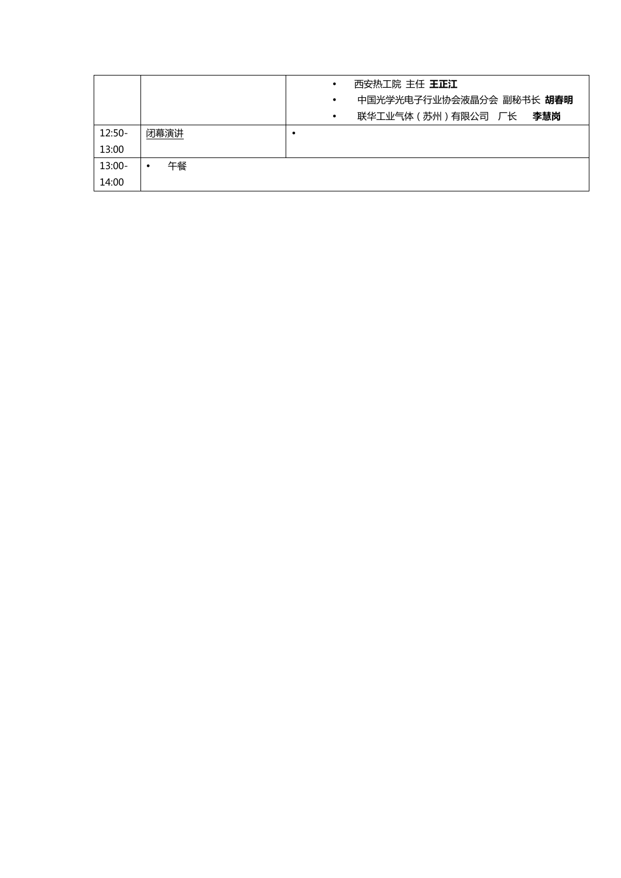| | | |
|---|---|---|
| | | • 西安热工院 主任 **王正江**<br>• 中国光学光电子行业协会液晶分会 副秘书长 **胡春明**<br>• 联华工业气体（苏州）有限公司 厂长 **李慧岗** |
| 12:50-13:00 | 闭幕演讲 | • |
| 13:00-14:00 | • 午餐 | |